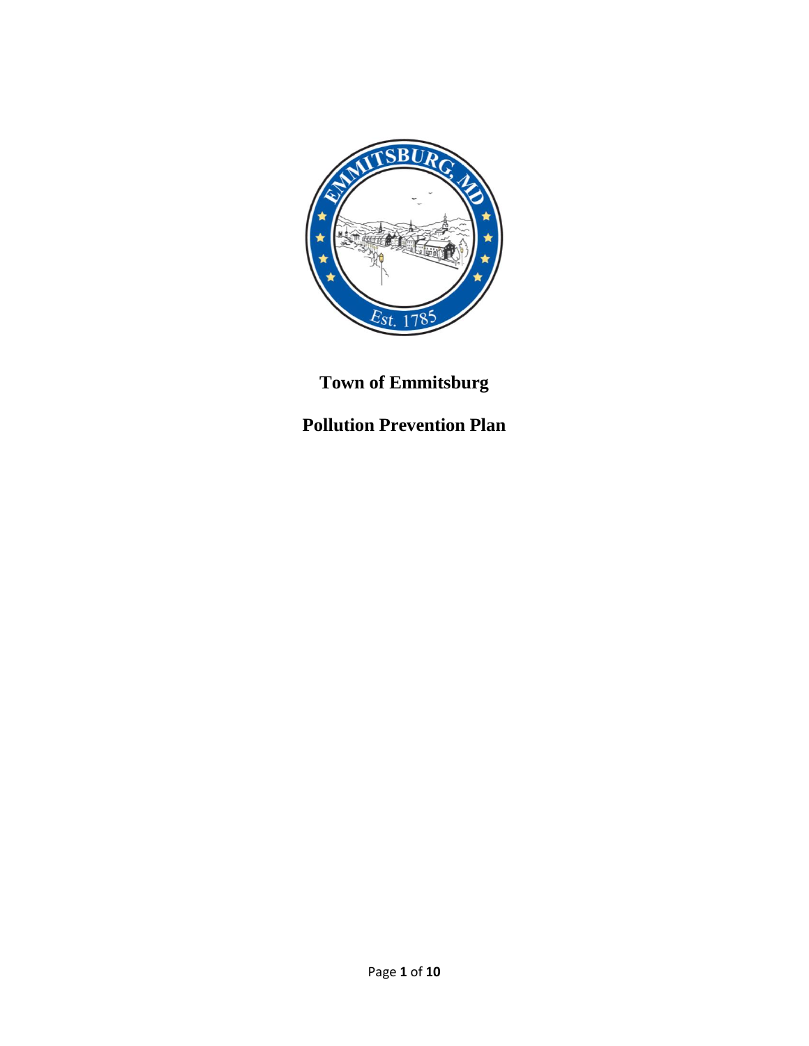# Town of Emmitsburg

# Pollution Prevention Plan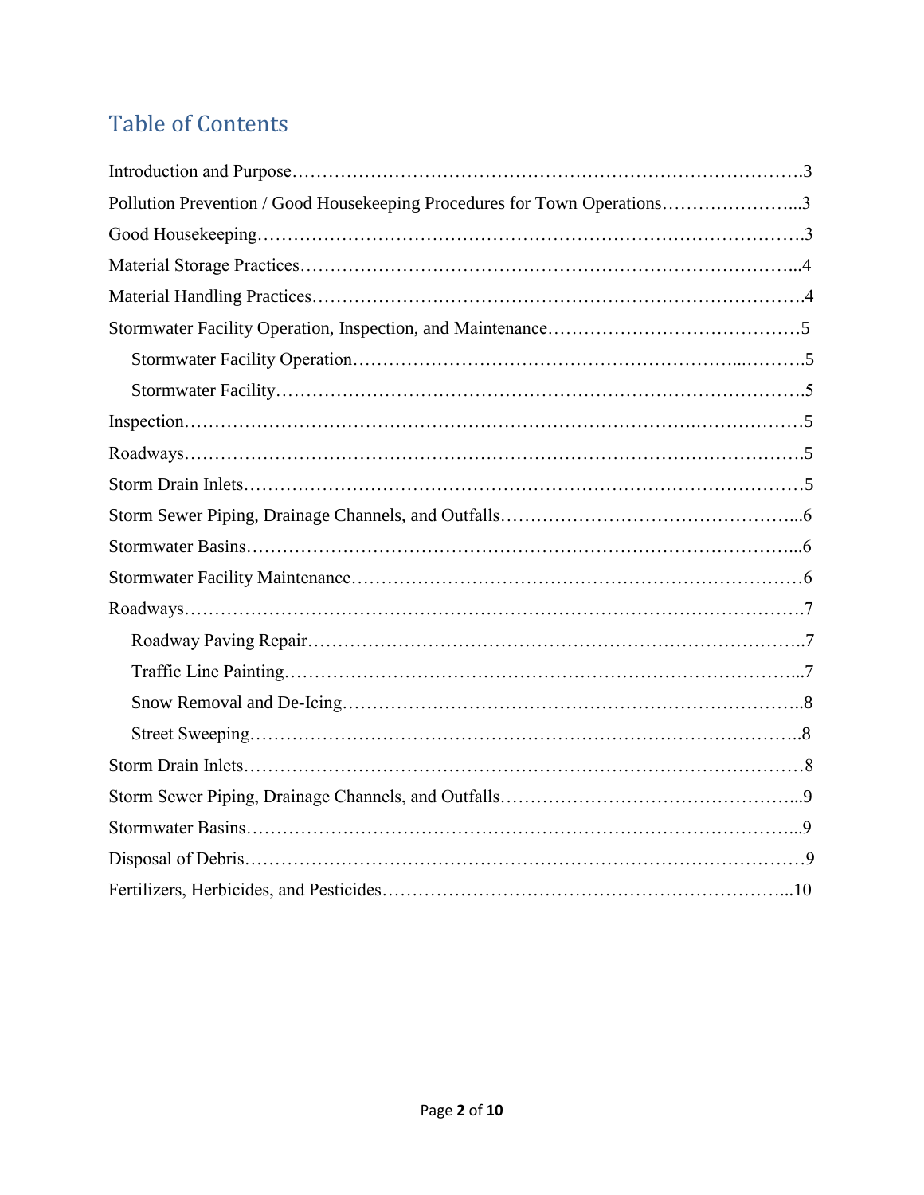## Table of Contents

Introduction and Purpose……………………………………………………………………….3

Pollution Prevention / Good Housekeeping Procedures for Town Operations…………………...3

Good Housekeeping…………………………………………………………………………….3

Material Storage Practices…………………………………………………………………...4

Material Handling Practices…………………………………………………………………….4

Stormwater Facility Operation, Inspection, and Maintenance……………………………………5

  Stormwater Facility Operation…………………………………………………...……….5

  Stormwater Facility……………………………………………………………………….5

Inspection……………………………………………………………………….……………5

Roadways……………………………………………………………………………………….5

Storm Drain Inlets………………………………………………………………………………5

Storm Sewer Piping, Drainage Channels, and Outfalls…………………………………………...6

Stormwater Basins……………………………………………………………………………...6

Stormwater Facility Maintenance………………………………………………………………6

Roadways……………………………………………………………………………………….7

  Roadway Paving Repair………………………………………………………………………..7

  Traffic Line Painting…………………………………………………………………………...7

  Snow Removal and De-Icing…………………………………………………………………..8

  Street Sweeping………………………………………………………………………………..8

Storm Drain Inlets………………………………………………………………………………8

Storm Sewer Piping, Drainage Channels, and Outfalls…………………………………………...9

Stormwater Basins……………………………………………………………………………...9

Disposal of Debris………………………………………………………………………………9

Fertilizers, Herbicides, and Pesticides…………………………………………………………...10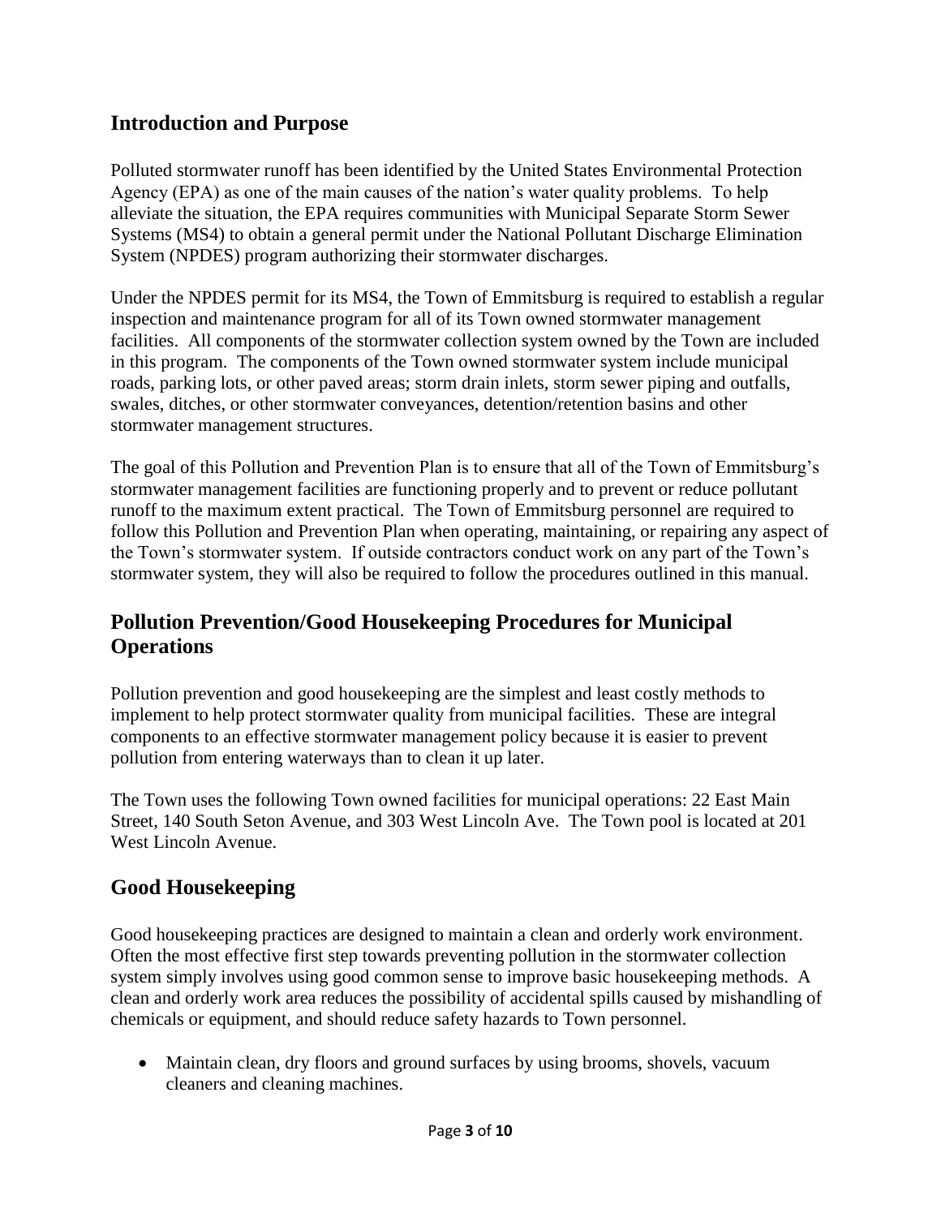## Introduction and Purpose

Polluted stormwater runoff has been identified by the United States Environmental Protection Agency (EPA) as one of the main causes of the nation's water quality problems. To help alleviate the situation, the EPA requires communities with Municipal Separate Storm Sewer Systems (MS4) to obtain a general permit under the National Pollutant Discharge Elimination System (NPDES) program authorizing their stormwater discharges.

Under the NPDES permit for its MS4, the Town of Emmitsburg is required to establish a regular inspection and maintenance program for all of its Town owned stormwater management facilities. All components of the stormwater collection system owned by the Town are included in this program. The components of the Town owned stormwater system include municipal roads, parking lots, or other paved areas; storm drain inlets, storm sewer piping and outfalls, swales, ditches, or other stormwater conveyances, detention/retention basins and other stormwater management structures.

The goal of this Pollution and Prevention Plan is to ensure that all of the Town of Emmitsburg's stormwater management facilities are functioning properly and to prevent or reduce pollutant runoff to the maximum extent practical. The Town of Emmitsburg personnel are required to follow this Pollution and Prevention Plan when operating, maintaining, or repairing any aspect of the Town's stormwater system. If outside contractors conduct work on any part of the Town's stormwater system, they will also be required to follow the procedures outlined in this manual.

## Pollution Prevention/Good Housekeeping Procedures for Municipal Operations

Pollution prevention and good housekeeping are the simplest and least costly methods to implement to help protect stormwater quality from municipal facilities. These are integral components to an effective stormwater management policy because it is easier to prevent pollution from entering waterways than to clean it up later.

The Town uses the following Town owned facilities for municipal operations: 22 East Main Street, 140 South Seton Avenue, and 303 West Lincoln Ave. The Town pool is located at 201 West Lincoln Avenue.

## Good Housekeeping

Good housekeeping practices are designed to maintain a clean and orderly work environment. Often the most effective first step towards preventing pollution in the stormwater collection system simply involves using good common sense to improve basic housekeeping methods. A clean and orderly work area reduces the possibility of accidental spills caused by mishandling of chemicals or equipment, and should reduce safety hazards to Town personnel.

- Maintain clean, dry floors and ground surfaces by using brooms, shovels, vacuum cleaners and cleaning machines.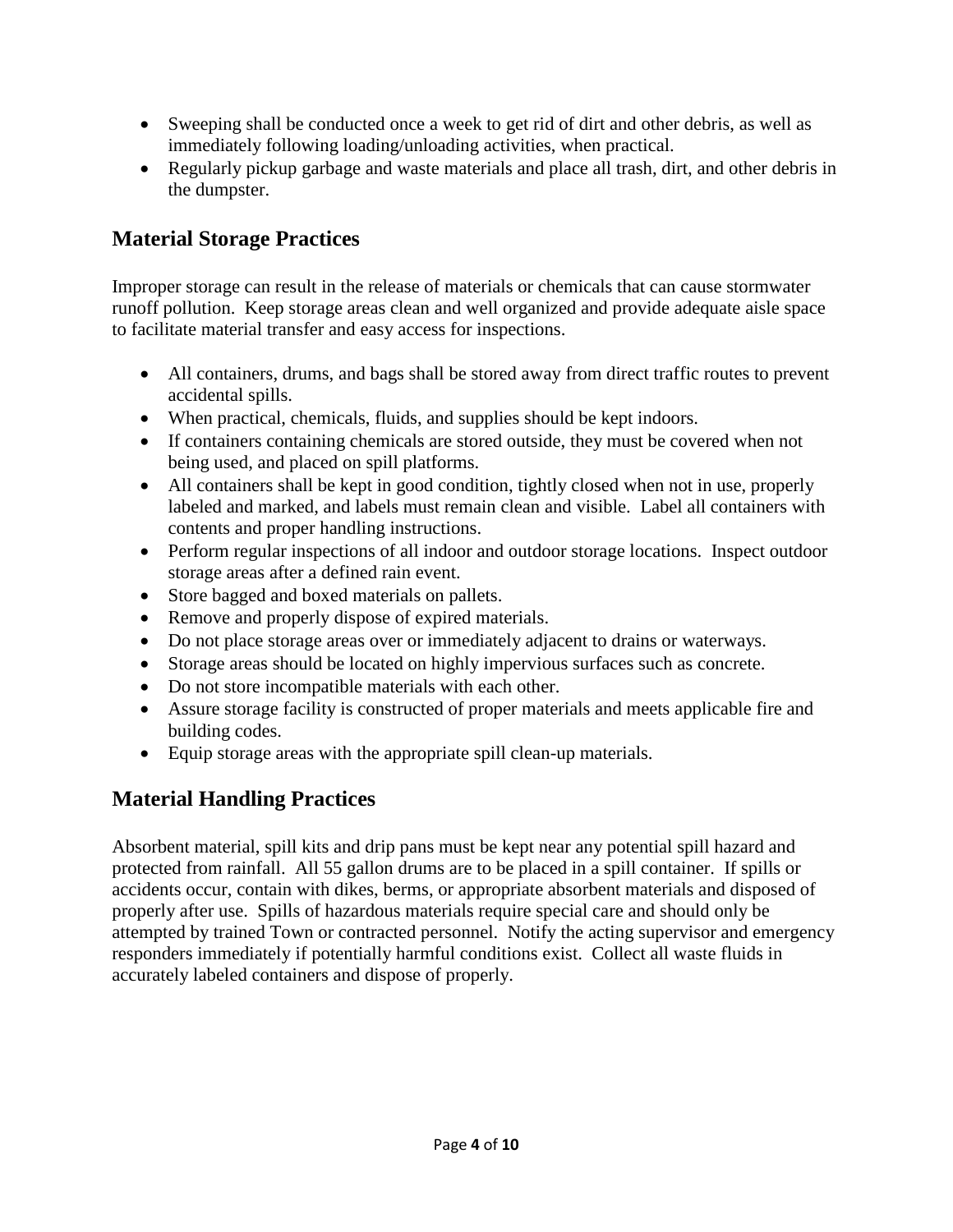- Sweeping shall be conducted once a week to get rid of dirt and other debris, as well as immediately following loading/unloading activities, when practical.
- Regularly pickup garbage and waste materials and place all trash, dirt, and other debris in the dumpster.

## Material Storage Practices

Improper storage can result in the release of materials or chemicals that can cause stormwater runoff pollution. Keep storage areas clean and well organized and provide adequate aisle space to facilitate material transfer and easy access for inspections.

- All containers, drums, and bags shall be stored away from direct traffic routes to prevent accidental spills.
- When practical, chemicals, fluids, and supplies should be kept indoors.
- If containers containing chemicals are stored outside, they must be covered when not being used, and placed on spill platforms.
- All containers shall be kept in good condition, tightly closed when not in use, properly labeled and marked, and labels must remain clean and visible. Label all containers with contents and proper handling instructions.
- Perform regular inspections of all indoor and outdoor storage locations. Inspect outdoor storage areas after a defined rain event.
- Store bagged and boxed materials on pallets.
- Remove and properly dispose of expired materials.
- Do not place storage areas over or immediately adjacent to drains or waterways.
- Storage areas should be located on highly impervious surfaces such as concrete.
- Do not store incompatible materials with each other.
- Assure storage facility is constructed of proper materials and meets applicable fire and building codes.
- Equip storage areas with the appropriate spill clean-up materials.

## Material Handling Practices

Absorbent material, spill kits and drip pans must be kept near any potential spill hazard and protected from rainfall. All 55 gallon drums are to be placed in a spill container. If spills or accidents occur, contain with dikes, berms, or appropriate absorbent materials and disposed of properly after use. Spills of hazardous materials require special care and should only be attempted by trained Town or contracted personnel. Notify the acting supervisor and emergency responders immediately if potentially harmful conditions exist. Collect all waste fluids in accurately labeled containers and dispose of properly.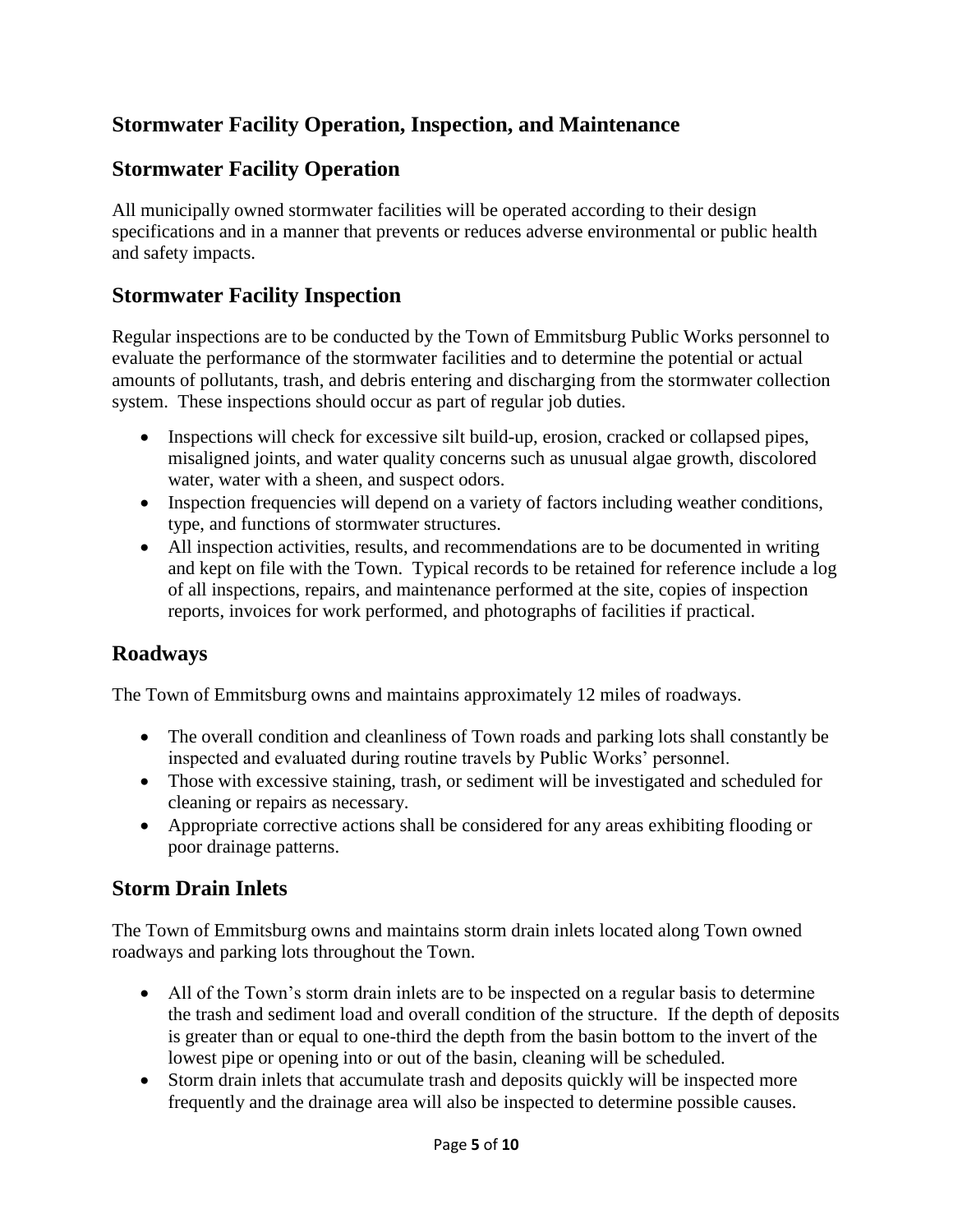## Stormwater Facility Operation, Inspection, and Maintenance

## Stormwater Facility Operation

All municipally owned stormwater facilities will be operated according to their design specifications and in a manner that prevents or reduces adverse environmental or public health and safety impacts.

## Stormwater Facility Inspection

Regular inspections are to be conducted by the Town of Emmitsburg Public Works personnel to evaluate the performance of the stormwater facilities and to determine the potential or actual amounts of pollutants, trash, and debris entering and discharging from the stormwater collection system. These inspections should occur as part of regular job duties.

- Inspections will check for excessive silt build-up, erosion, cracked or collapsed pipes, misaligned joints, and water quality concerns such as unusual algae growth, discolored water, water with a sheen, and suspect odors.
- Inspection frequencies will depend on a variety of factors including weather conditions, type, and functions of stormwater structures.
- All inspection activities, results, and recommendations are to be documented in writing and kept on file with the Town. Typical records to be retained for reference include a log of all inspections, repairs, and maintenance performed at the site, copies of inspection reports, invoices for work performed, and photographs of facilities if practical.

## Roadways

The Town of Emmitsburg owns and maintains approximately 12 miles of roadways.

- The overall condition and cleanliness of Town roads and parking lots shall constantly be inspected and evaluated during routine travels by Public Works' personnel.
- Those with excessive staining, trash, or sediment will be investigated and scheduled for cleaning or repairs as necessary.
- Appropriate corrective actions shall be considered for any areas exhibiting flooding or poor drainage patterns.

## Storm Drain Inlets

The Town of Emmitsburg owns and maintains storm drain inlets located along Town owned roadways and parking lots throughout the Town.

- All of the Town's storm drain inlets are to be inspected on a regular basis to determine the trash and sediment load and overall condition of the structure. If the depth of deposits is greater than or equal to one-third the depth from the basin bottom to the invert of the lowest pipe or opening into or out of the basin, cleaning will be scheduled.
- Storm drain inlets that accumulate trash and deposits quickly will be inspected more frequently and the drainage area will also be inspected to determine possible causes.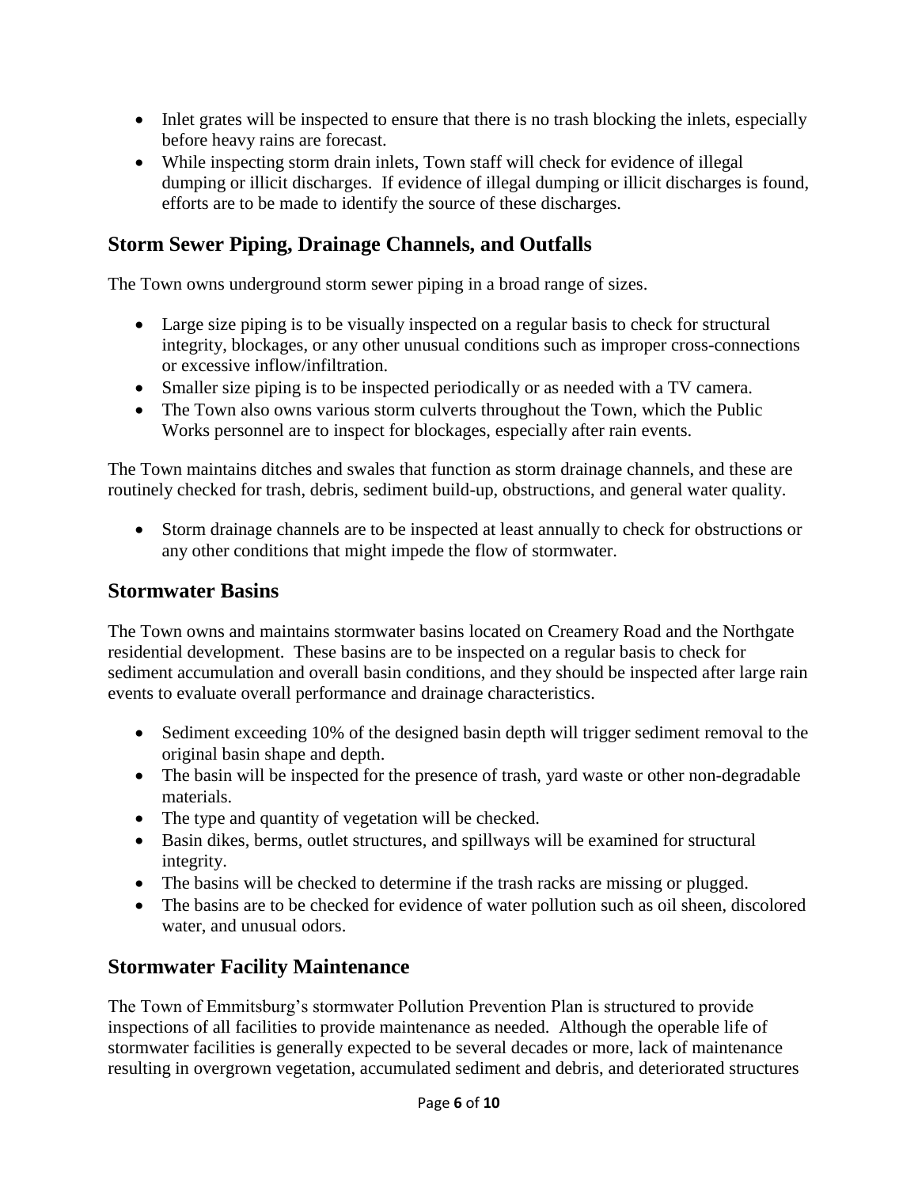- Inlet grates will be inspected to ensure that there is no trash blocking the inlets, especially before heavy rains are forecast.
- While inspecting storm drain inlets, Town staff will check for evidence of illegal dumping or illicit discharges. If evidence of illegal dumping or illicit discharges is found, efforts are to be made to identify the source of these discharges.

## Storm Sewer Piping, Drainage Channels, and Outfalls

The Town owns underground storm sewer piping in a broad range of sizes.

- Large size piping is to be visually inspected on a regular basis to check for structural integrity, blockages, or any other unusual conditions such as improper cross-connections or excessive inflow/infiltration.
- Smaller size piping is to be inspected periodically or as needed with a TV camera.
- The Town also owns various storm culverts throughout the Town, which the Public Works personnel are to inspect for blockages, especially after rain events.

The Town maintains ditches and swales that function as storm drainage channels, and these are routinely checked for trash, debris, sediment build-up, obstructions, and general water quality.

- Storm drainage channels are to be inspected at least annually to check for obstructions or any other conditions that might impede the flow of stormwater.

## Stormwater Basins

The Town owns and maintains stormwater basins located on Creamery Road and the Northgate residential development. These basins are to be inspected on a regular basis to check for sediment accumulation and overall basin conditions, and they should be inspected after large rain events to evaluate overall performance and drainage characteristics.

- Sediment exceeding 10% of the designed basin depth will trigger sediment removal to the original basin shape and depth.
- The basin will be inspected for the presence of trash, yard waste or other non-degradable materials.
- The type and quantity of vegetation will be checked.
- Basin dikes, berms, outlet structures, and spillways will be examined for structural integrity.
- The basins will be checked to determine if the trash racks are missing or plugged.
- The basins are to be checked for evidence of water pollution such as oil sheen, discolored water, and unusual odors.

## Stormwater Facility Maintenance

The Town of Emmitsburg's stormwater Pollution Prevention Plan is structured to provide inspections of all facilities to provide maintenance as needed. Although the operable life of stormwater facilities is generally expected to be several decades or more, lack of maintenance resulting in overgrown vegetation, accumulated sediment and debris, and deteriorated structures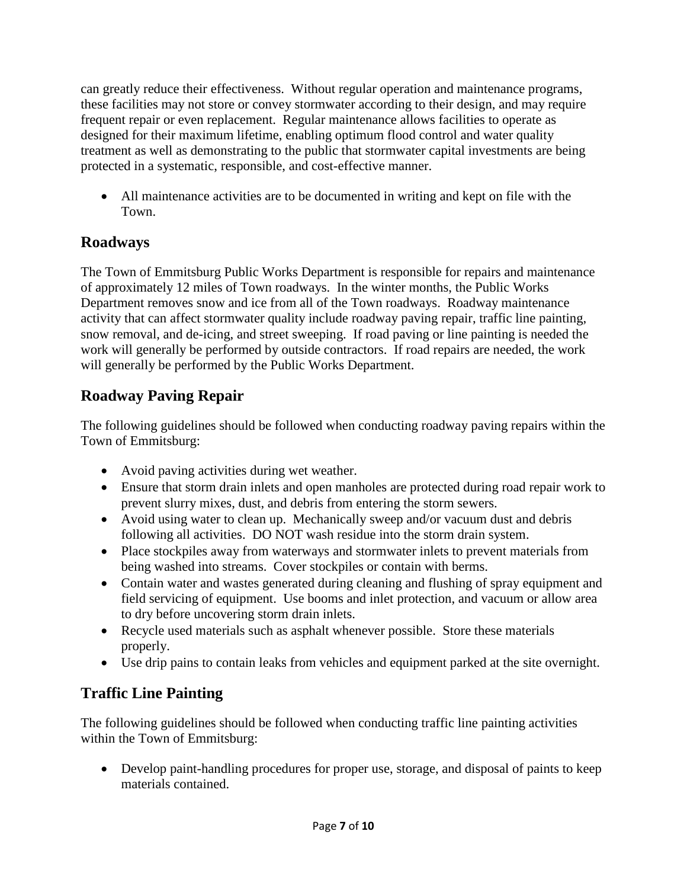can greatly reduce their effectiveness. Without regular operation and maintenance programs, these facilities may not store or convey stormwater according to their design, and may require frequent repair or even replacement. Regular maintenance allows facilities to operate as designed for their maximum lifetime, enabling optimum flood control and water quality treatment as well as demonstrating to the public that stormwater capital investments are being protected in a systematic, responsible, and cost-effective manner.

- All maintenance activities are to be documented in writing and kept on file with the Town.

## Roadways

The Town of Emmitsburg Public Works Department is responsible for repairs and maintenance of approximately 12 miles of Town roadways. In the winter months, the Public Works Department removes snow and ice from all of the Town roadways. Roadway maintenance activity that can affect stormwater quality include roadway paving repair, traffic line painting, snow removal, and de-icing, and street sweeping. If road paving or line painting is needed the work will generally be performed by outside contractors. If road repairs are needed, the work will generally be performed by the Public Works Department.

## Roadway Paving Repair

The following guidelines should be followed when conducting roadway paving repairs within the Town of Emmitsburg:

- Avoid paving activities during wet weather.
- Ensure that storm drain inlets and open manholes are protected during road repair work to prevent slurry mixes, dust, and debris from entering the storm sewers.
- Avoid using water to clean up. Mechanically sweep and/or vacuum dust and debris following all activities. DO NOT wash residue into the storm drain system.
- Place stockpiles away from waterways and stormwater inlets to prevent materials from being washed into streams. Cover stockpiles or contain with berms.
- Contain water and wastes generated during cleaning and flushing of spray equipment and field servicing of equipment. Use booms and inlet protection, and vacuum or allow area to dry before uncovering storm drain inlets.
- Recycle used materials such as asphalt whenever possible. Store these materials properly.
- Use drip pains to contain leaks from vehicles and equipment parked at the site overnight.

## Traffic Line Painting

The following guidelines should be followed when conducting traffic line painting activities within the Town of Emmitsburg:

- Develop paint-handling procedures for proper use, storage, and disposal of paints to keep materials contained.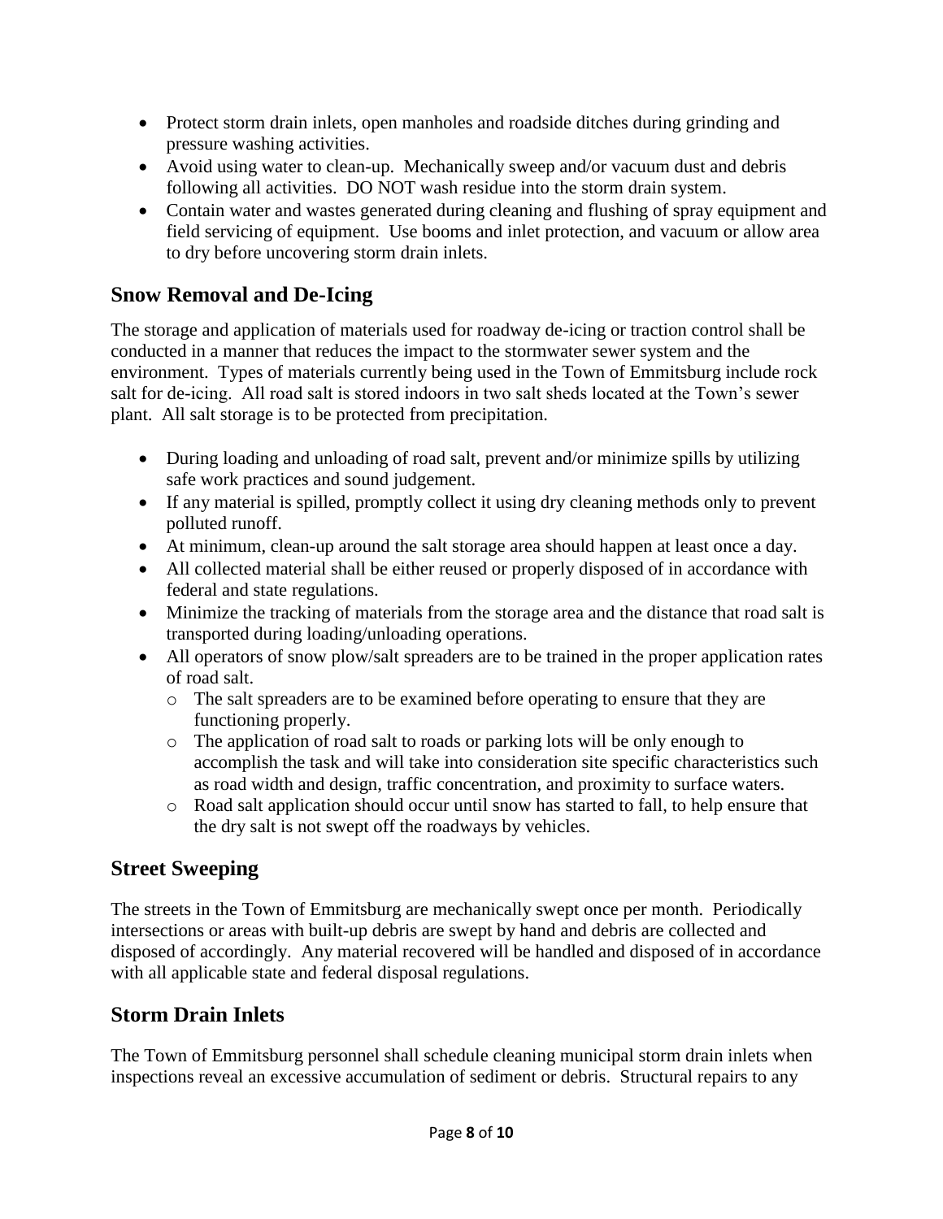- Protect storm drain inlets, open manholes and roadside ditches during grinding and pressure washing activities.
- Avoid using water to clean-up. Mechanically sweep and/or vacuum dust and debris following all activities. DO NOT wash residue into the storm drain system.
- Contain water and wastes generated during cleaning and flushing of spray equipment and field servicing of equipment. Use booms and inlet protection, and vacuum or allow area to dry before uncovering storm drain inlets.

## Snow Removal and De-Icing

The storage and application of materials used for roadway de-icing or traction control shall be conducted in a manner that reduces the impact to the stormwater sewer system and the environment. Types of materials currently being used in the Town of Emmitsburg include rock salt for de-icing. All road salt is stored indoors in two salt sheds located at the Town's sewer plant. All salt storage is to be protected from precipitation.

- During loading and unloading of road salt, prevent and/or minimize spills by utilizing safe work practices and sound judgement.
- If any material is spilled, promptly collect it using dry cleaning methods only to prevent polluted runoff.
- At minimum, clean-up around the salt storage area should happen at least once a day.
- All collected material shall be either reused or properly disposed of in accordance with federal and state regulations.
- Minimize the tracking of materials from the storage area and the distance that road salt is transported during loading/unloading operations.
- All operators of snow plow/salt spreaders are to be trained in the proper application rates of road salt.
  - The salt spreaders are to be examined before operating to ensure that they are functioning properly.
  - The application of road salt to roads or parking lots will be only enough to accomplish the task and will take into consideration site specific characteristics such as road width and design, traffic concentration, and proximity to surface waters.
  - Road salt application should occur until snow has started to fall, to help ensure that the dry salt is not swept off the roadways by vehicles.

## Street Sweeping

The streets in the Town of Emmitsburg are mechanically swept once per month. Periodically intersections or areas with built-up debris are swept by hand and debris are collected and disposed of accordingly. Any material recovered will be handled and disposed of in accordance with all applicable state and federal disposal regulations.

## Storm Drain Inlets

The Town of Emmitsburg personnel shall schedule cleaning municipal storm drain inlets when inspections reveal an excessive accumulation of sediment or debris. Structural repairs to any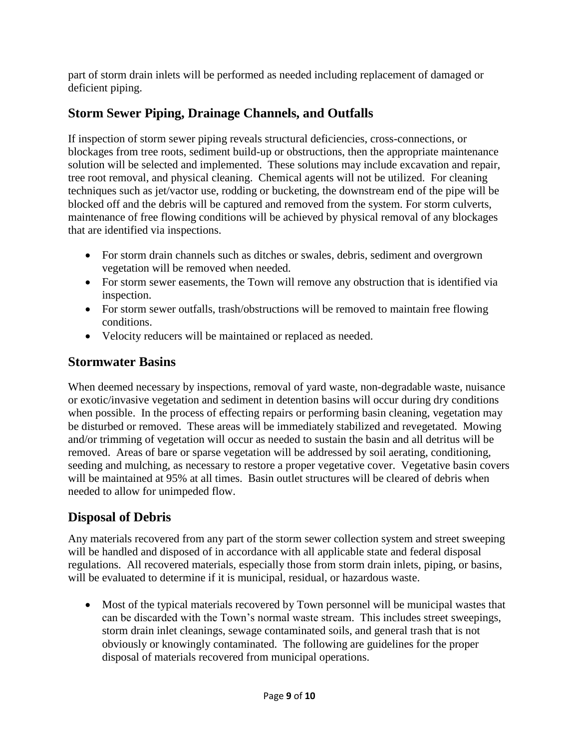part of storm drain inlets will be performed as needed including replacement of damaged or deficient piping.

## Storm Sewer Piping, Drainage Channels, and Outfalls

If inspection of storm sewer piping reveals structural deficiencies, cross-connections, or blockages from tree roots, sediment build-up or obstructions, then the appropriate maintenance solution will be selected and implemented. These solutions may include excavation and repair, tree root removal, and physical cleaning. Chemical agents will not be utilized. For cleaning techniques such as jet/vactor use, rodding or bucketing, the downstream end of the pipe will be blocked off and the debris will be captured and removed from the system. For storm culverts, maintenance of free flowing conditions will be achieved by physical removal of any blockages that are identified via inspections.

- For storm drain channels such as ditches or swales, debris, sediment and overgrown vegetation will be removed when needed.
- For storm sewer easements, the Town will remove any obstruction that is identified via inspection.
- For storm sewer outfalls, trash/obstructions will be removed to maintain free flowing conditions.
- Velocity reducers will be maintained or replaced as needed.

## Stormwater Basins

When deemed necessary by inspections, removal of yard waste, non-degradable waste, nuisance or exotic/invasive vegetation and sediment in detention basins will occur during dry conditions when possible. In the process of effecting repairs or performing basin cleaning, vegetation may be disturbed or removed. These areas will be immediately stabilized and revegetated. Mowing and/or trimming of vegetation will occur as needed to sustain the basin and all detritus will be removed. Areas of bare or sparse vegetation will be addressed by soil aerating, conditioning, seeding and mulching, as necessary to restore a proper vegetative cover. Vegetative basin covers will be maintained at 95% at all times. Basin outlet structures will be cleared of debris when needed to allow for unimpeded flow.

## Disposal of Debris

Any materials recovered from any part of the storm sewer collection system and street sweeping will be handled and disposed of in accordance with all applicable state and federal disposal regulations. All recovered materials, especially those from storm drain inlets, piping, or basins, will be evaluated to determine if it is municipal, residual, or hazardous waste.

- Most of the typical materials recovered by Town personnel will be municipal wastes that can be discarded with the Town's normal waste stream. This includes street sweepings, storm drain inlet cleanings, sewage contaminated soils, and general trash that is not obviously or knowingly contaminated. The following are guidelines for the proper disposal of materials recovered from municipal operations.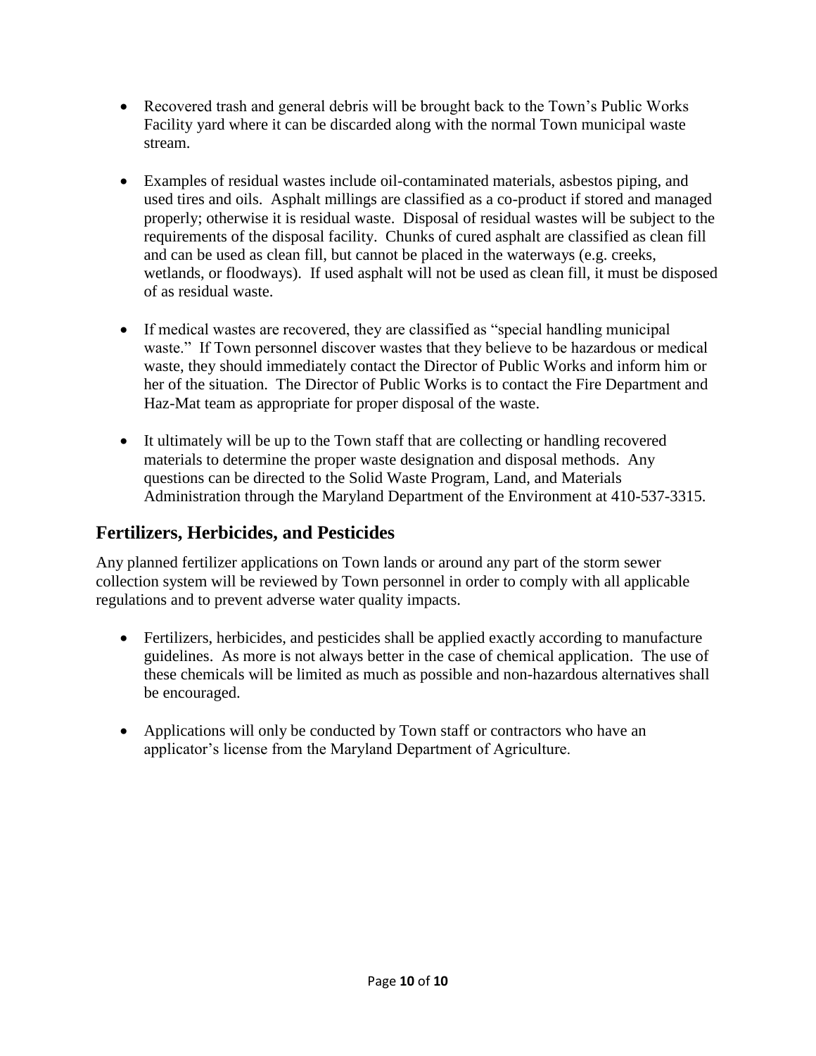- Recovered trash and general debris will be brought back to the Town's Public Works Facility yard where it can be discarded along with the normal Town municipal waste stream.

- Examples of residual wastes include oil-contaminated materials, asbestos piping, and used tires and oils. Asphalt millings are classified as a co-product if stored and managed properly; otherwise it is residual waste. Disposal of residual wastes will be subject to the requirements of the disposal facility. Chunks of cured asphalt are classified as clean fill and can be used as clean fill, but cannot be placed in the waterways (e.g. creeks, wetlands, or floodways). If used asphalt will not be used as clean fill, it must be disposed of as residual waste.

- If medical wastes are recovered, they are classified as "special handling municipal waste." If Town personnel discover wastes that they believe to be hazardous or medical waste, they should immediately contact the Director of Public Works and inform him or her of the situation. The Director of Public Works is to contact the Fire Department and Haz-Mat team as appropriate for proper disposal of the waste.

- It ultimately will be up to the Town staff that are collecting or handling recovered materials to determine the proper waste designation and disposal methods. Any questions can be directed to the Solid Waste Program, Land, and Materials Administration through the Maryland Department of the Environment at 410-537-3315.

## Fertilizers, Herbicides, and Pesticides

Any planned fertilizer applications on Town lands or around any part of the storm sewer collection system will be reviewed by Town personnel in order to comply with all applicable regulations and to prevent adverse water quality impacts.

- Fertilizers, herbicides, and pesticides shall be applied exactly according to manufacture guidelines. As more is not always better in the case of chemical application. The use of these chemicals will be limited as much as possible and non-hazardous alternatives shall be encouraged.

- Applications will only be conducted by Town staff or contractors who have an applicator's license from the Maryland Department of Agriculture.